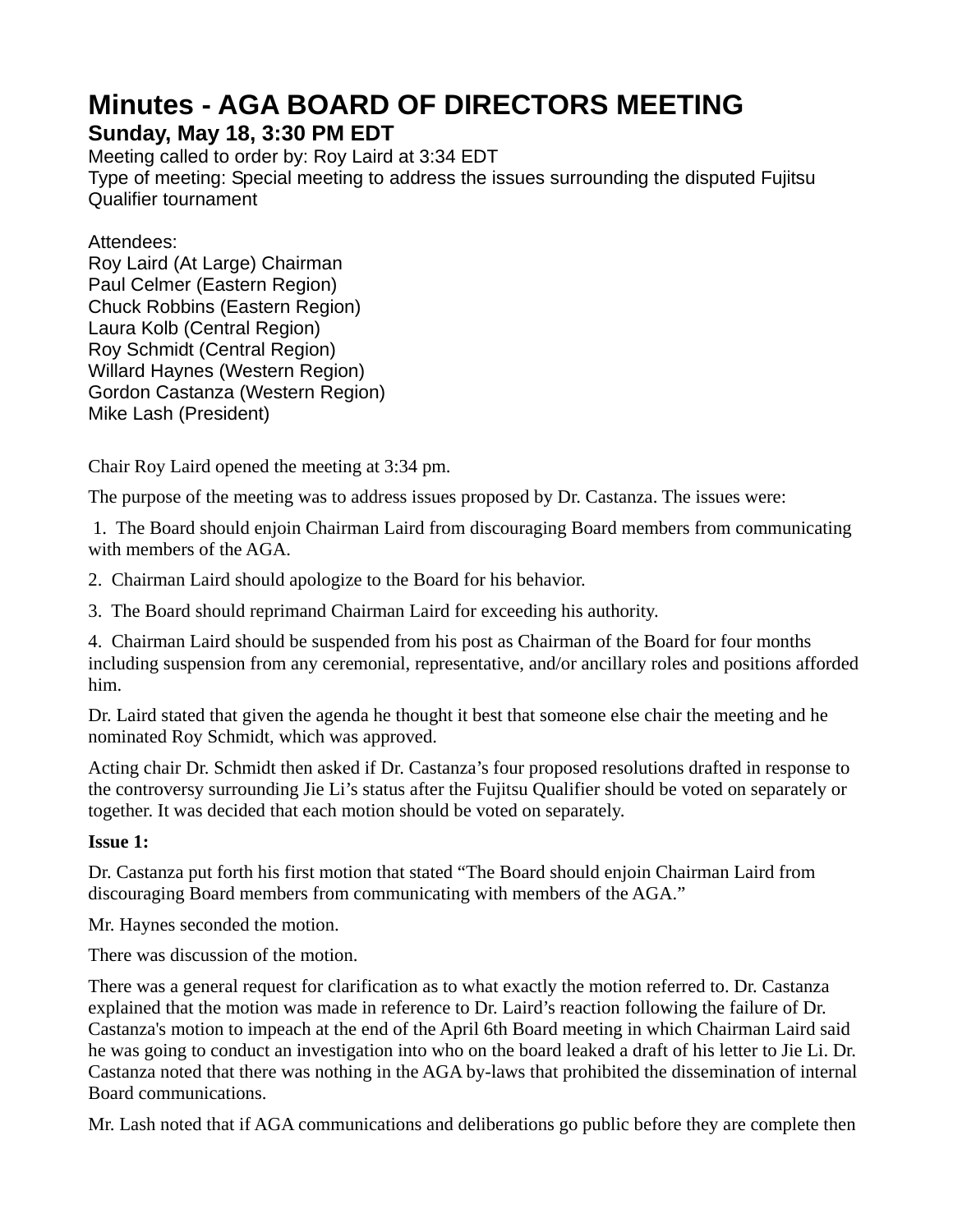# Minutes - AGA BOARD OF DIRECTORS MEETING

## Sunday, May 18, 3:30 PM EDT

Meeting called to order by: Roy Laird at 3:34 EDT
Type of meeting: Special meeting to address the issues surrounding the disputed Fujitsu Qualifier tournament

Attendees:
Roy Laird (At Large) Chairman
Paul Celmer (Eastern Region)
Chuck Robbins (Eastern Region)
Laura Kolb (Central Region)
Roy Schmidt (Central Region)
Willard Haynes (Western Region)
Gordon Castanza (Western Region)
Mike Lash (President)

Chair Roy Laird opened the meeting at 3:34 pm.

The purpose of the meeting was to address issues proposed by Dr. Castanza. The issues were:

1. The Board should enjoin Chairman Laird from discouraging Board members from communicating with members of the AGA.
2. Chairman Laird should apologize to the Board for his behavior.
3. The Board should reprimand Chairman Laird for exceeding his authority.
4. Chairman Laird should be suspended from his post as Chairman of the Board for four months including suspension from any ceremonial, representative, and/or ancillary roles and positions afforded him.

Dr. Laird stated that given the agenda he thought it best that someone else chair the meeting and he nominated Roy Schmidt, which was approved.

Acting chair Dr. Schmidt then asked if Dr. Castanza's four proposed resolutions drafted in response to the controversy surrounding Jie Li's status after the Fujitsu Qualifier should be voted on separately or together. It was decided that each motion should be voted on separately.

**Issue 1:**

Dr. Castanza put forth his first motion that stated "The Board should enjoin Chairman Laird from discouraging Board members from communicating with members of the AGA."

Mr. Haynes seconded the motion.

There was discussion of the motion.

There was a general request for clarification as to what exactly the motion referred to. Dr. Castanza explained that the motion was made in reference to Dr. Laird's reaction following the failure of Dr. Castanza's motion to impeach at the end of the April 6th Board meeting in which Chairman Laird said he was going to conduct an investigation into who on the board leaked a draft of his letter to Jie Li. Dr. Castanza noted that there was nothing in the AGA by-laws that prohibited the dissemination of internal Board communications.

Mr. Lash noted that if AGA communications and deliberations go public before they are complete then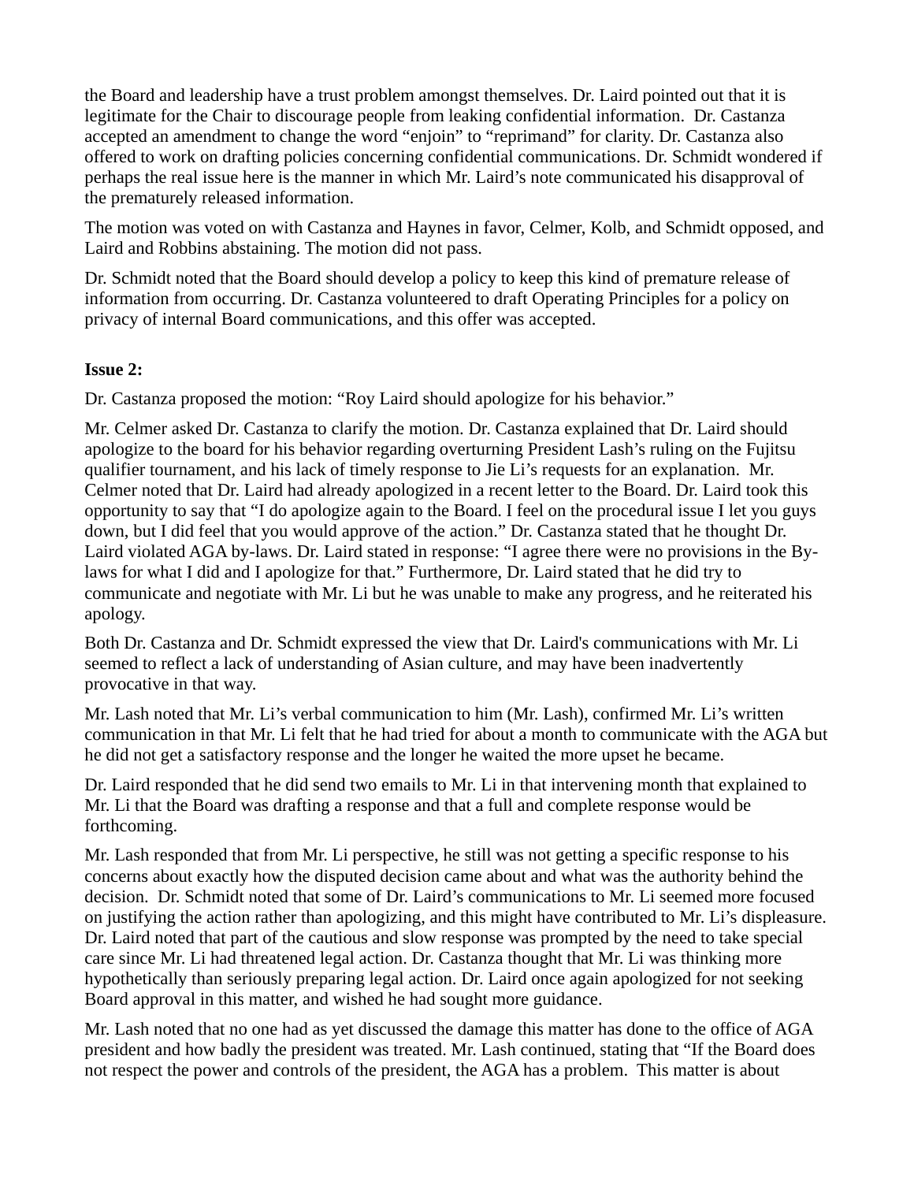the Board and leadership have a trust problem amongst themselves. Dr. Laird pointed out that it is legitimate for the Chair to discourage people from leaking confidential information. Dr. Castanza accepted an amendment to change the word "enjoin" to "reprimand" for clarity. Dr. Castanza also offered to work on drafting policies concerning confidential communications. Dr. Schmidt wondered if perhaps the real issue here is the manner in which Mr. Laird's note communicated his disapproval of the prematurely released information.

The motion was voted on with Castanza and Haynes in favor, Celmer, Kolb, and Schmidt opposed, and Laird and Robbins abstaining. The motion did not pass.

Dr. Schmidt noted that the Board should develop a policy to keep this kind of premature release of information from occurring. Dr. Castanza volunteered to draft Operating Principles for a policy on privacy of internal Board communications, and this offer was accepted.

**Issue 2:**

Dr. Castanza proposed the motion: "Roy Laird should apologize for his behavior."

Mr. Celmer asked Dr. Castanza to clarify the motion. Dr. Castanza explained that Dr. Laird should apologize to the board for his behavior regarding overturning President Lash's ruling on the Fujitsu qualifier tournament, and his lack of timely response to Jie Li's requests for an explanation. Mr. Celmer noted that Dr. Laird had already apologized in a recent letter to the Board. Dr. Laird took this opportunity to say that "I do apologize again to the Board. I feel on the procedural issue I let you guys down, but I did feel that you would approve of the action." Dr. Castanza stated that he thought Dr. Laird violated AGA by-laws. Dr. Laird stated in response: "I agree there were no provisions in the By-laws for what I did and I apologize for that." Furthermore, Dr. Laird stated that he did try to communicate and negotiate with Mr. Li but he was unable to make any progress, and he reiterated his apology.

Both Dr. Castanza and Dr. Schmidt expressed the view that Dr. Laird's communications with Mr. Li seemed to reflect a lack of understanding of Asian culture, and may have been inadvertently provocative in that way.

Mr. Lash noted that Mr. Li's verbal communication to him (Mr. Lash), confirmed Mr. Li's written communication in that Mr. Li felt that he had tried for about a month to communicate with the AGA but he did not get a satisfactory response and the longer he waited the more upset he became.

Dr. Laird responded that he did send two emails to Mr. Li in that intervening month that explained to Mr. Li that the Board was drafting a response and that a full and complete response would be forthcoming.

Mr. Lash responded that from Mr. Li perspective, he still was not getting a specific response to his concerns about exactly how the disputed decision came about and what was the authority behind the decision. Dr. Schmidt noted that some of Dr. Laird's communications to Mr. Li seemed more focused on justifying the action rather than apologizing, and this might have contributed to Mr. Li's displeasure. Dr. Laird noted that part of the cautious and slow response was prompted by the need to take special care since Mr. Li had threatened legal action. Dr. Castanza thought that Mr. Li was thinking more hypothetically than seriously preparing legal action. Dr. Laird once again apologized for not seeking Board approval in this matter, and wished he had sought more guidance.

Mr. Lash noted that no one had as yet discussed the damage this matter has done to the office of AGA president and how badly the president was treated. Mr. Lash continued, stating that "If the Board does not respect the power and controls of the president, the AGA has a problem. This matter is about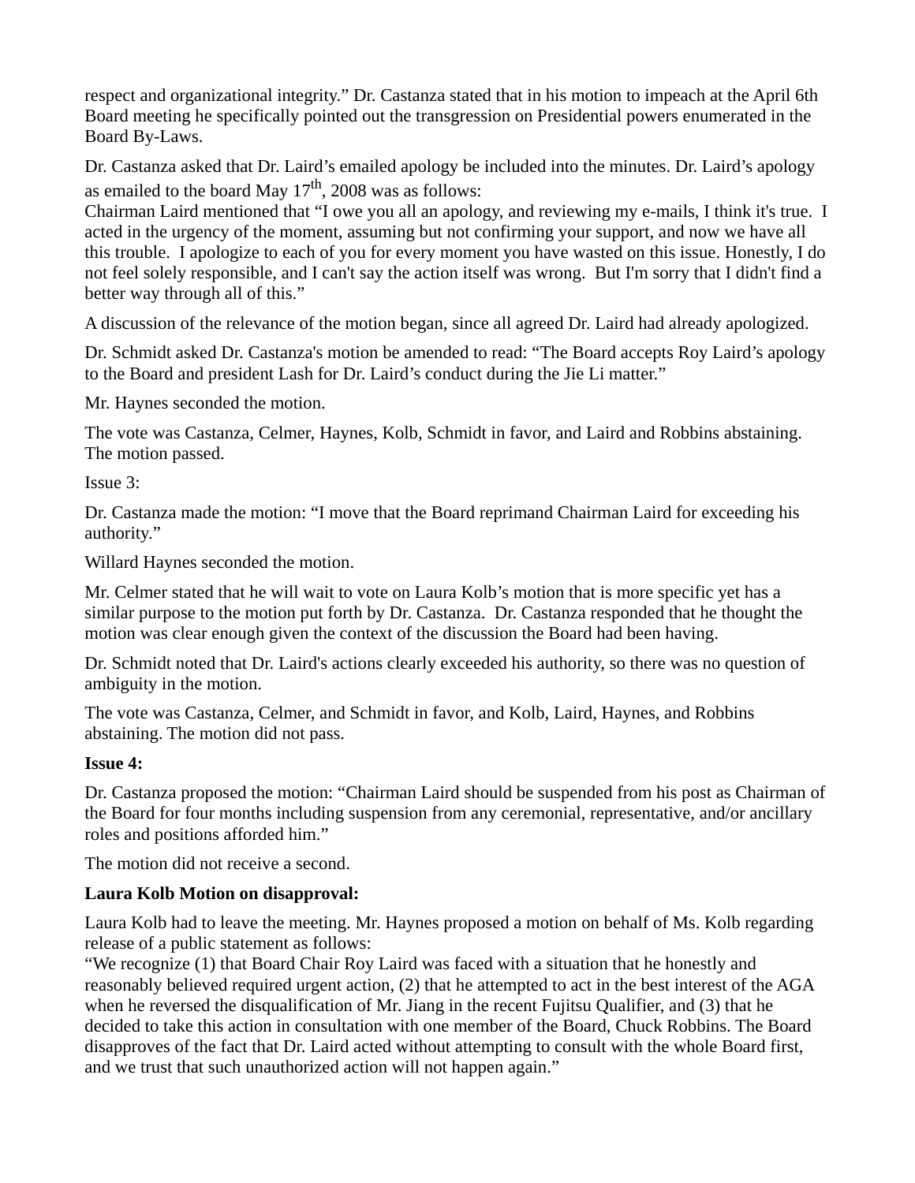respect and organizational integrity." Dr. Castanza stated that in his motion to impeach at the April 6th Board meeting he specifically pointed out the transgression on Presidential powers enumerated in the Board By-Laws.

Dr. Castanza asked that Dr. Laird's emailed apology be included into the minutes. Dr. Laird's apology as emailed to the board May 17th, 2008 was as follows:
Chairman Laird mentioned that "I owe you all an apology, and reviewing my e-mails, I think it's true. I acted in the urgency of the moment, assuming but not confirming your support, and now we have all this trouble. I apologize to each of you for every moment you have wasted on this issue. Honestly, I do not feel solely responsible, and I can't say the action itself was wrong. But I'm sorry that I didn't find a better way through all of this."

A discussion of the relevance of the motion began, since all agreed Dr. Laird had already apologized.

Dr. Schmidt asked Dr. Castanza's motion be amended to read: "The Board accepts Roy Laird's apology to the Board and president Lash for Dr. Laird's conduct during the Jie Li matter."

Mr. Haynes seconded the motion.

The vote was Castanza, Celmer, Haynes, Kolb, Schmidt in favor, and Laird and Robbins abstaining. The motion passed.

Issue 3:

Dr. Castanza made the motion: "I move that the Board reprimand Chairman Laird for exceeding his authority."

Willard Haynes seconded the motion.

Mr. Celmer stated that he will wait to vote on Laura Kolb's motion that is more specific yet has a similar purpose to the motion put forth by Dr. Castanza. Dr. Castanza responded that he thought the motion was clear enough given the context of the discussion the Board had been having.

Dr. Schmidt noted that Dr. Laird's actions clearly exceeded his authority, so there was no question of ambiguity in the motion.

The vote was Castanza, Celmer, and Schmidt in favor, and Kolb, Laird, Haynes, and Robbins abstaining. The motion did not pass.

**Issue 4:**

Dr. Castanza proposed the motion: "Chairman Laird should be suspended from his post as Chairman of the Board for four months including suspension from any ceremonial, representative, and/or ancillary roles and positions afforded him."

The motion did not receive a second.

**Laura Kolb Motion on disapproval:**

Laura Kolb had to leave the meeting. Mr. Haynes proposed a motion on behalf of Ms. Kolb regarding release of a public statement as follows:
"We recognize (1) that Board Chair Roy Laird was faced with a situation that he honestly and reasonably believed required urgent action, (2) that he attempted to act in the best interest of the AGA when he reversed the disqualification of Mr. Jiang in the recent Fujitsu Qualifier, and (3) that he decided to take this action in consultation with one member of the Board, Chuck Robbins. The Board disapproves of the fact that Dr. Laird acted without attempting to consult with the whole Board first, and we trust that such unauthorized action will not happen again."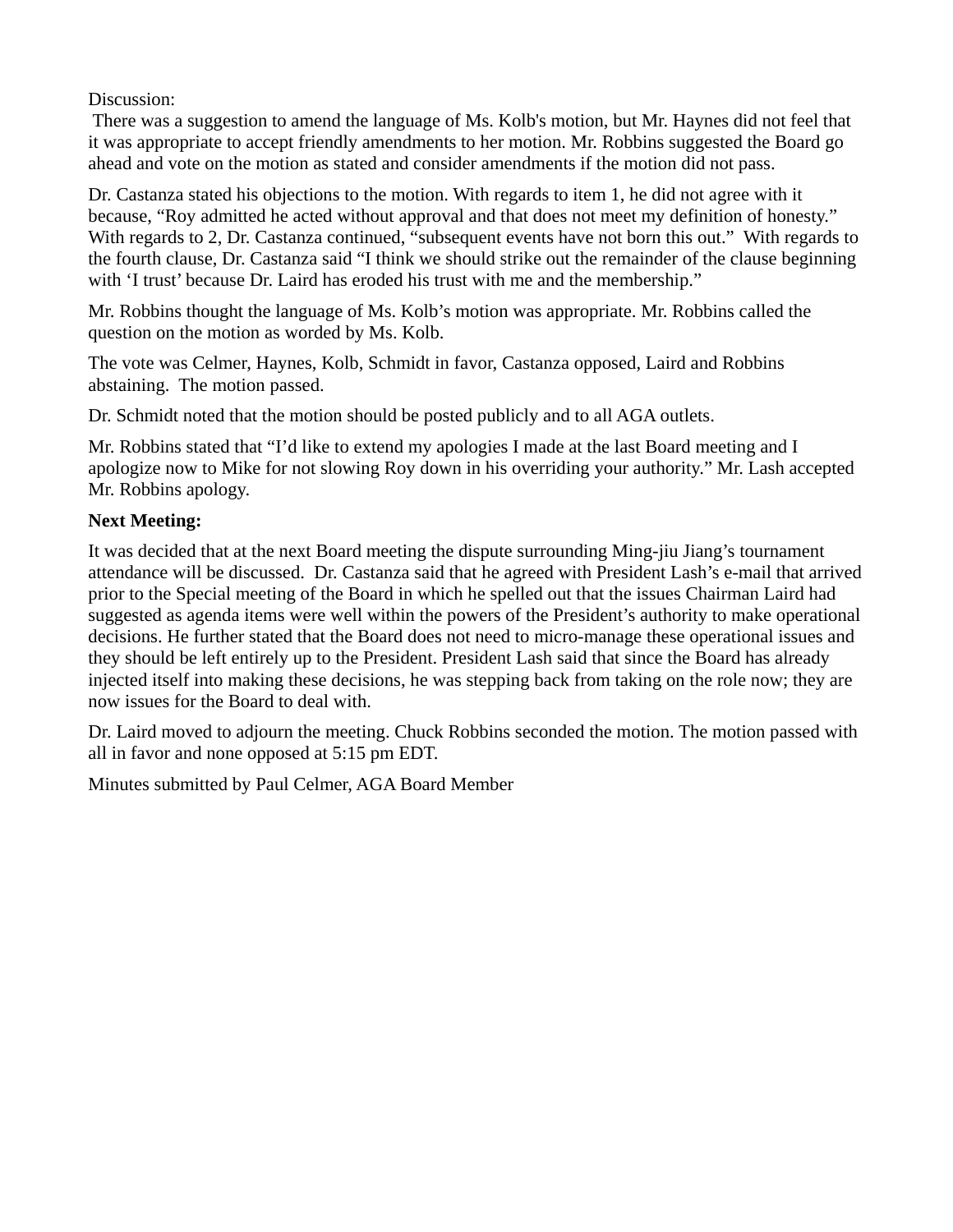Discussion:

There was a suggestion to amend the language of Ms. Kolb's motion, but Mr. Haynes did not feel that it was appropriate to accept friendly amendments to her motion. Mr. Robbins suggested the Board go ahead and vote on the motion as stated and consider amendments if the motion did not pass.

Dr. Castanza stated his objections to the motion. With regards to item 1, he did not agree with it because, "Roy admitted he acted without approval and that does not meet my definition of honesty." With regards to 2, Dr. Castanza continued, "subsequent events have not born this out." With regards to the fourth clause, Dr. Castanza said "I think we should strike out the remainder of the clause beginning with 'I trust' because Dr. Laird has eroded his trust with me and the membership."

Mr. Robbins thought the language of Ms. Kolb's motion was appropriate. Mr. Robbins called the question on the motion as worded by Ms. Kolb.

The vote was Celmer, Haynes, Kolb, Schmidt in favor, Castanza opposed, Laird and Robbins abstaining. The motion passed.

Dr. Schmidt noted that the motion should be posted publicly and to all AGA outlets.

Mr. Robbins stated that "I'd like to extend my apologies I made at the last Board meeting and I apologize now to Mike for not slowing Roy down in his overriding your authority." Mr. Lash accepted Mr. Robbins apology.

**Next Meeting:**

It was decided that at the next Board meeting the dispute surrounding Ming-jiu Jiang's tournament attendance will be discussed. Dr. Castanza said that he agreed with President Lash's e-mail that arrived prior to the Special meeting of the Board in which he spelled out that the issues Chairman Laird had suggested as agenda items were well within the powers of the President's authority to make operational decisions. He further stated that the Board does not need to micro-manage these operational issues and they should be left entirely up to the President. President Lash said that since the Board has already injected itself into making these decisions, he was stepping back from taking on the role now; they are now issues for the Board to deal with.

Dr. Laird moved to adjourn the meeting. Chuck Robbins seconded the motion. The motion passed with all in favor and none opposed at 5:15 pm EDT.

Minutes submitted by Paul Celmer, AGA Board Member